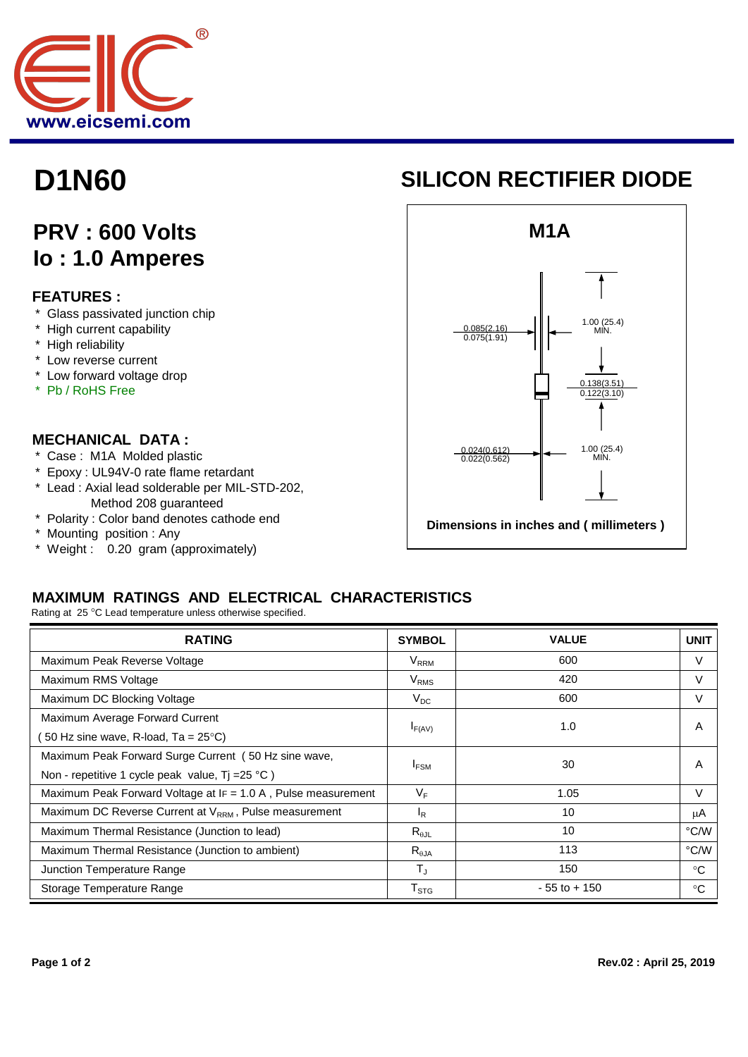www.eicsemi.com

# D1N60

# SILICON RECTIFIER DIODE

## PRV : 600 Volts
## Io : 1.0 Amperes

### FEATURES :

- Glass passivated junction chip
- High current capability
- High reliability
- Low reverse current
- Low forward voltage drop
- Pb / RoHS Free

### M1A

0.085(2.16)
0.075(1.91)

1.00 (25.4)
MIN.

0.138(3.51)
0.122(3.10)

0.024(0.612)
0.022(0.562)

1.00 (25.4)
MIN.

Dimensions in inches and ( millimeters )

### MECHANICAL DATA :

- Case : M1A Molded plastic
- Epoxy : UL94V-0 rate flame retardant
- Lead : Axial lead solderable per MIL-STD-202, Method 208 guaranteed
- Polarity : Color band denotes cathode end
- Mounting position : Any
- Weight : 0.20 gram (approximately)

## MAXIMUM RATINGS AND ELECTRICAL CHARACTERISTICS

Rating at 25 °C Lead temperature unless otherwise specified.

| RATING | SYMBOL | VALUE | UNIT |
|---|---|---|---|
| Maximum Peak Reverse Voltage | $V_{RRM}$ | 600 | V |
| Maximum RMS Voltage | $V_{RMS}$ | 420 | V |
| Maximum DC Blocking Voltage | $V_{DC}$ | 600 | V |
| Maximum Average Forward Current ( 50 Hz sine wave, R-load, Ta = 25°C) | $I_{F(AV)}$ | 1.0 | A |
| Maximum Peak Forward Surge Current ( 50 Hz sine wave, Non - repetitive 1 cycle peak value, Tj =25 °C ) | $I_{FSM}$ | 30 | A |
| Maximum Peak Forward Voltage at IF = 1.0 A , Pulse measurement | $V_F$ | 1.05 | V |
| Maximum DC Reverse Current at $V_{RRM}$ , Pulse measurement | $I_R$ | 10 | μA |
| Maximum Thermal Resistance (Junction to lead) | $R_{\theta JL}$ | 10 | °C/W |
| Maximum Thermal Resistance (Junction to ambient) | $R_{\theta JA}$ | 113 | °C/W |
| Junction Temperature Range | $T_J$ | 150 | °C |
| Storage Temperature Range | $T_{STG}$ | - 55 to + 150 | °C |

Rev.02 : April 25, 2019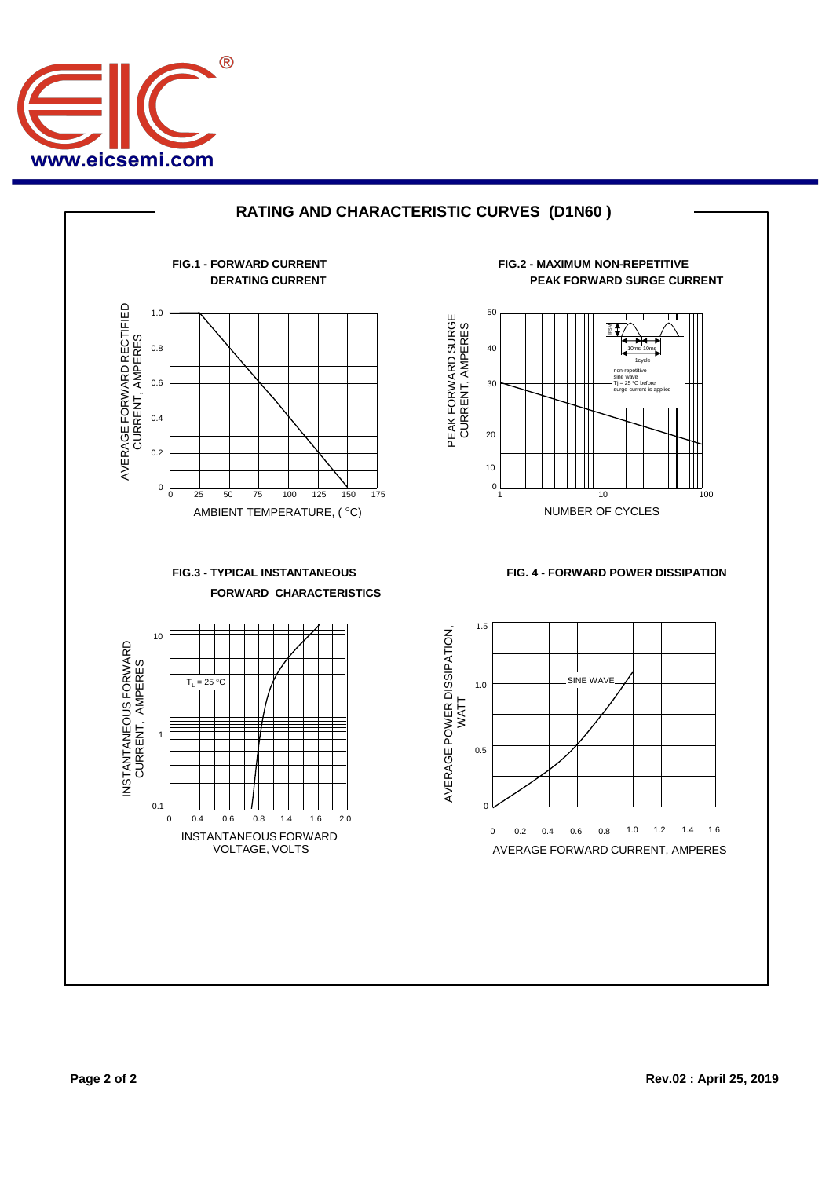## RATING AND CHARACTERISTIC CURVES (D1N60 )

**FIG.1 - FORWARD CURRENT DERATING CURRENT**

AVERAGE FORWARD RECTIFIED CURRENT, AMPERES

1.0
0.8
0.6
0.4
0.2
0

0 25 50 75 100 125 150 175

AMBIENT TEMPERATURE, ( °C)

**FIG.2 - MAXIMUM NON-REPETITIVE PEAK FORWARD SURGE CURRENT**

PEAK FORWARD SURGE CURRENT, AMPERES

50
40
30
20
10
0

1 10 100

NUMBER OF CYCLES

Ifsm
10ms 10ms
1cycle
non-repetitive
sine wave
Tj = 25 °C before
surge current is applied

**FIG.3 - TYPICAL INSTANTANEOUS FORWARD CHARACTERISTICS**

INSTANTANEOUS FORWARD CURRENT, AMPERES

10
1
0.1

0 0.4 0.6 0.8 1.4 1.6 2.0

$T_L$ = 25 °C

INSTANTANEOUS FORWARD VOLTAGE, VOLTS

**FIG. 4 - FORWARD POWER DISSIPATION**

AVERAGE POWER DISSIPATION, WATT

1.5
1.0
0.5
0

0 0.2 0.4 0.6 0.8 1.0 1.2 1.4 1.6

SINE WAVE

AVERAGE FORWARD CURRENT, AMPERES

Rev.02 : April 25, 2019